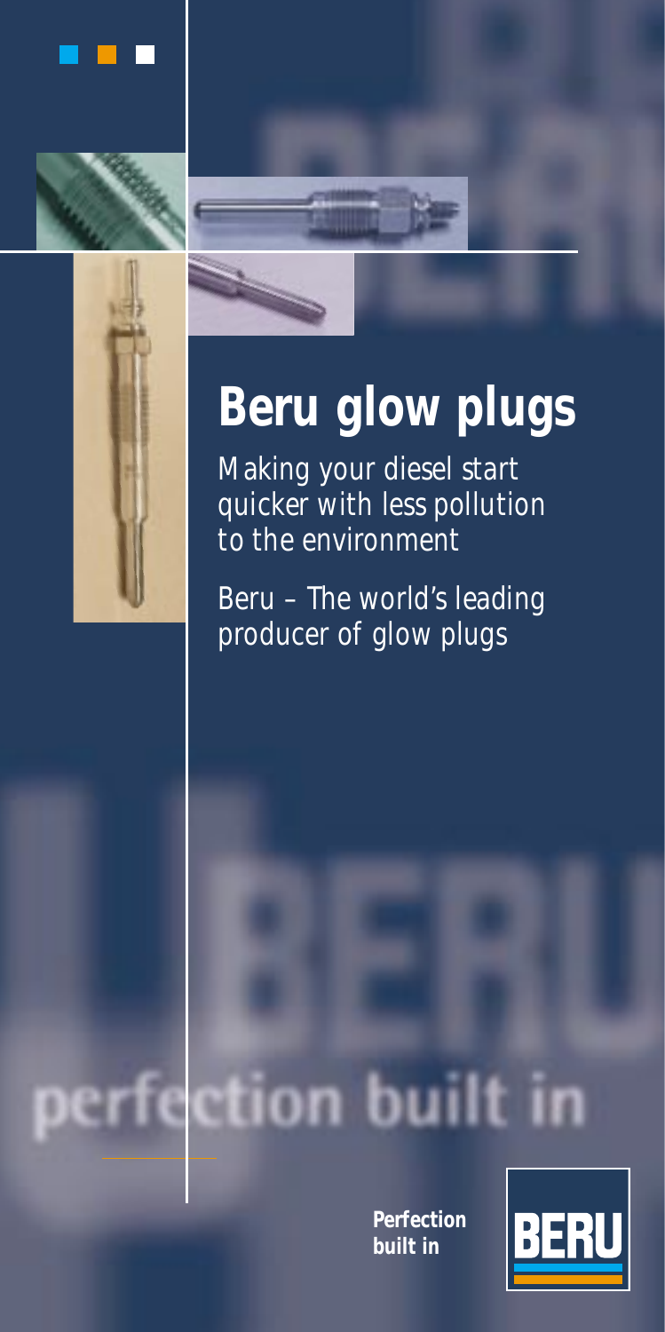# Beru glow plugs

Making your diesel start quicker with less pollution to the environment

Beru – The world's leading producer of glow plugs

perfection built in

**Perfection built in**

BERU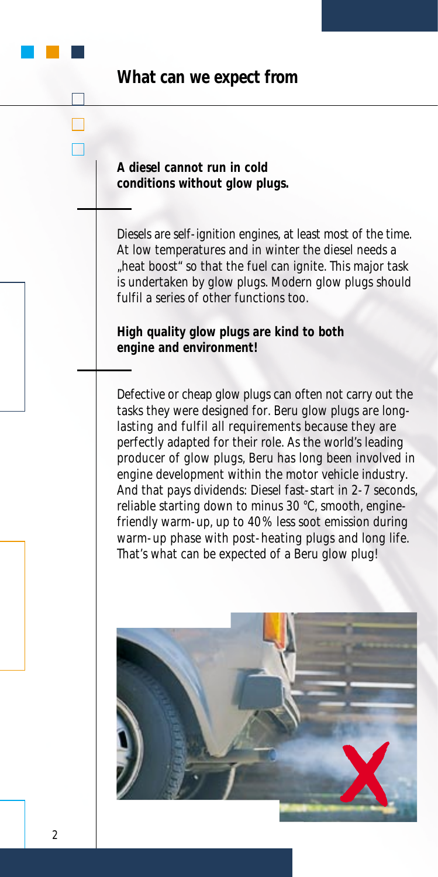## What can we expect from

**A diesel cannot run in cold conditions without glow plugs.**

Diesels are self-ignition engines, at least most of the time. At low temperatures and in winter the diesel needs a „heat boost" so that the fuel can ignite. This major task is undertaken by glow plugs. Modern glow plugs should fulfil a series of other functions too.

**High quality glow plugs are kind to both engine and environment!**

Defective or cheap glow plugs can often not carry out the tasks they were designed for. Beru glow plugs are long-lasting and fulfil all requirements because they are perfectly adapted for their role. As the world's leading producer of glow plugs, Beru has long been involved in engine development within the motor vehicle industry. And that pays dividends: Diesel fast-start in 2-7 seconds, reliable starting down to minus 30 °C, smooth, engine-friendly warm-up, up to 40% less soot emission during warm-up phase with post-heating plugs and long life. That's what can be expected of a Beru glow plug!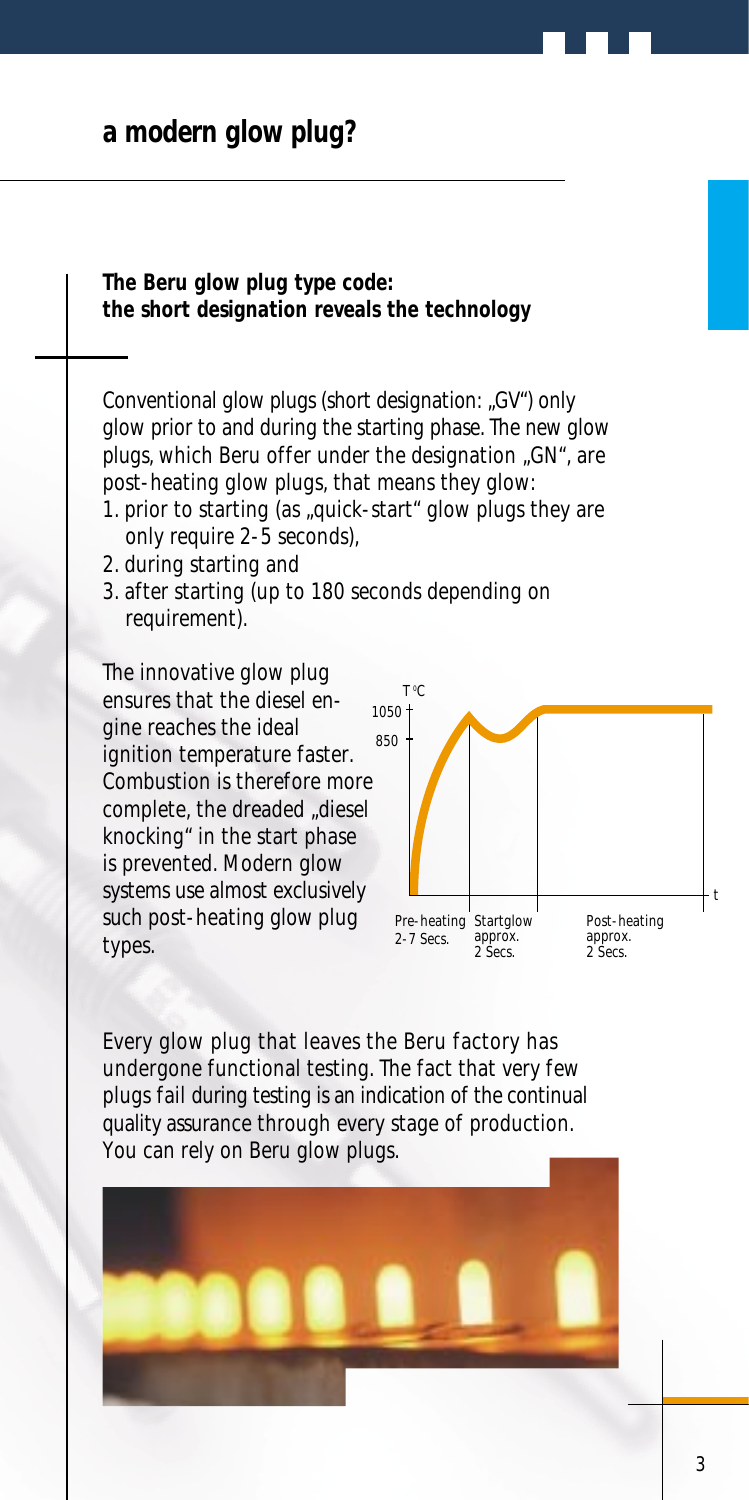## a modern glow plug?

### The Beru glow plug type code: the short designation reveals the technology

Conventional glow plugs (short designation: „GV") only glow prior to and during the starting phase. The new glow plugs, which Beru offer under the designation „GN", are post-heating glow plugs, that means they glow:

1. prior to starting (as „quick-start" glow plugs they are only require 2-5 seconds),
2. during starting and
3. after starting (up to 180 seconds depending on requirement).

The innovative glow plug ensures that the diesel engine reaches the ideal ignition temperature faster. Combustion is therefore more complete, the dreaded „diesel knocking" in the start phase is prevented. Modern glow systems use almost exclusively such post-heating glow plug types.

T °C
1050
850
t

Pre-heating 2-7 Secs. | Startglow approx. 2 Secs. | Post-heating approx. 2 Secs.

Every glow plug that leaves the Beru factory has undergone functional testing. The fact that very few plugs fail during testing is an indication of the continual quality assurance through every stage of production. You can rely on Beru glow plugs.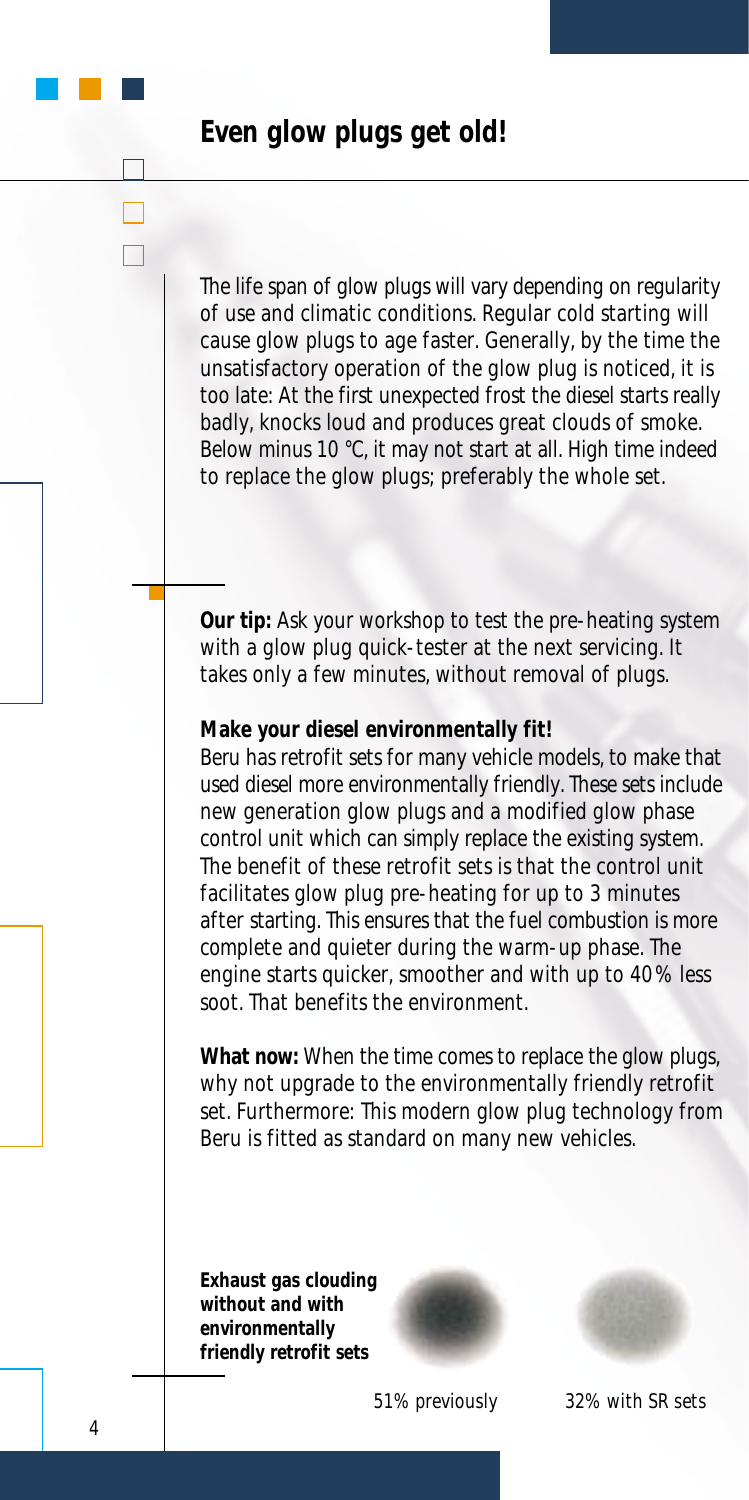## Even glow plugs get old!

The life span of glow plugs will vary depending on regularity of use and climatic conditions. Regular cold starting will cause glow plugs to age faster. Generally, by the time the unsatisfactory operation of the glow plug is noticed, it is too late: At the first unexpected frost the diesel starts really badly, knocks loud and produces great clouds of smoke. Below minus 10 °C, it may not start at all. High time indeed to replace the glow plugs; preferably the whole set.

**Our tip:** Ask your workshop to test the pre-heating system with a glow plug quick-tester at the next servicing. It takes only a few minutes, without removal of plugs.

**Make your diesel environmentally fit!**

Beru has retrofit sets for many vehicle models, to make that used diesel more environmentally friendly. These sets include new generation glow plugs and a modified glow phase control unit which can simply replace the existing system. The benefit of these retrofit sets is that the control unit facilitates glow plug pre-heating for up to 3 minutes after starting. This ensures that the fuel combustion is more complete and quieter during the warm-up phase. The engine starts quicker, smoother and with up to 40% less soot. That benefits the environment.

**What now:** When the time comes to replace the glow plugs, why not upgrade to the environmentally friendly retrofit set. Furthermore: This modern glow plug technology from Beru is fitted as standard on many new vehicles.

**Exhaust gas clouding without and with environmentally friendly retrofit sets**

51% previously

32% with SR sets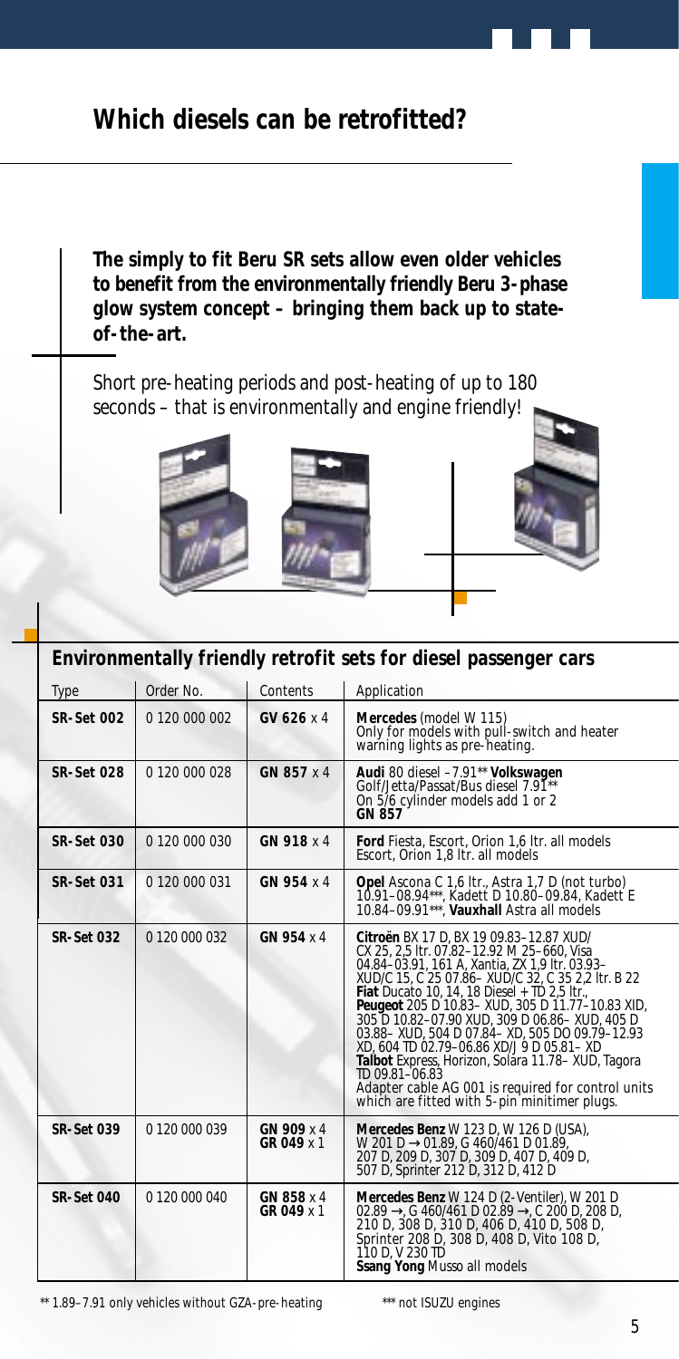## Which diesels can be retrofitted?

**The simply to fit Beru SR sets allow even older vehicles to benefit from the environmentally friendly Beru 3-phase glow system concept – bringing them back up to state-of-the-art.**

Short pre-heating periods and post-heating of up to 180 seconds – that is environmentally and engine friendly!

### Environmentally friendly retrofit sets for diesel passenger cars

| Type | Order No. | Contents | Application |
|---|---|---|---|
| **SR-Set 002** | 0 120 000 002 | **GV 626** x 4 | **Mercedes** (model W 115) Only for models with pull-switch and heater warning lights as pre-heating. |
| **SR-Set 028** | 0 120 000 028 | **GN 857** x 4 | **Audi** 80 diesel –7.91** **Volkswagen** Golf/Jetta/Passat/Bus diesel 7.91** On 5/6 cylinder models add 1 or 2 **GN 857** |
| **SR-Set 030** | 0 120 000 030 | **GN 918** x 4 | **Ford** Fiesta, Escort, Orion 1,6 ltr. all models Escort, Orion 1,8 ltr. all models |
| **SR-Set 031** | 0 120 000 031 | **GN 954** x 4 | **Opel** Ascona C 1,6 ltr., Astra 1,7 D (not turbo) 10.91–08.94***, Kadett D 10.80–09.84, Kadett E 10.84–09.91***, **Vauxhall** Astra all models |
| **SR-Set 032** | 0 120 000 032 | **GN 954** x 4 | **Citroën** BX 17 D, BX 19 09.83–12.87 XUD/ CX 25, 2,5 ltr. 07.82–12.92 M 25–660, Visa 04.84–03.91, 161 A, Xantia, ZX 1,9 ltr. 03.93– XUD/C 15, C 25 07.86– XUD/C 32, C 35 2,2 ltr. B 22 **Fiat** Ducato 10, 14, 18 Diesel + TD 2,5 ltr., **Peugeot** 205 D 10.83– XUD, 305 D 11.77–10.83 XID, 305 D 10.82–07.90 XUD, 309 D 06.86– XUD, 405 D 03.88– XUD, 504 D 07.84– XD, 505 DO 09.79–12.93 XD, 604 TD 02.79–06.86 XD/J 9 D 05.81– XD **Talbot** Express, Horizon, Solara 11.78– XUD, Tagora TD 09.81–06.83 Adapter cable AG 001 is required for control units which are fitted with 5-pin minitimer plugs. |
| **SR-Set 039** | 0 120 000 039 | **GN 909** x 4 **GR 049** x 1 | **Mercedes Benz** W 123 D, W 126 D (USA), W 201 D → 01.89, G 460/461 D 01.89, 207 D, 209 D, 307 D, 309 D, 407 D, 409 D, 507 D, Sprinter 212 D, 312 D, 412 D |
| **SR-Set 040** | 0 120 000 040 | **GN 858** x 4 **GR 049** x 1 | **Mercedes Benz** W 124 D (2-Ventiler), W 201 D 02.89 →, G 460/461 D 02.89 →, C 200 D, 208 D, 210 D, 308 D, 310 D, 406 D, 410 D, 508 D, Sprinter 208 D, 308 D, 408 D, Vito 108 D, 110 D, V 230 TD **Ssang Yong** Musso all models |

** 1.89–7.91 only vehicles without GZA-pre-heating

*** not ISUZU engines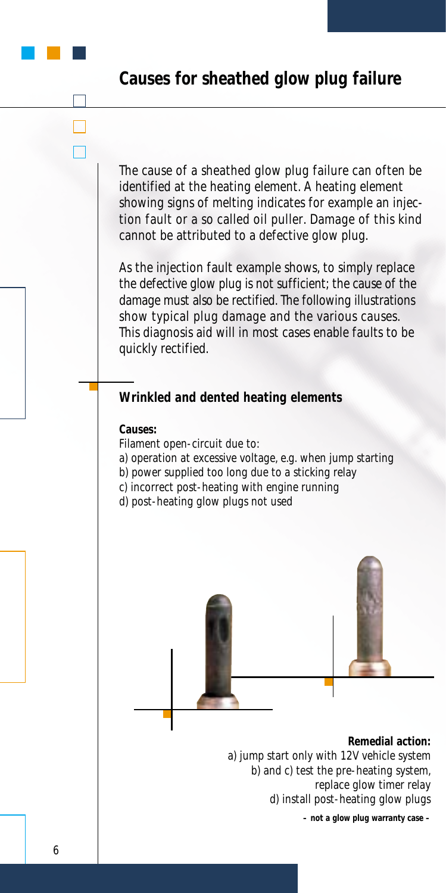# Causes for sheathed glow plug failure

The cause of a sheathed glow plug failure can often be identified at the heating element. A heating element showing signs of melting indicates for example an injection fault or a so called oil puller. Damage of this kind cannot be attributed to a defective glow plug.

As the injection fault example shows, to simply replace the defective glow plug is not sufficient; the cause of the damage must also be rectified. The following illustrations show typical plug damage and the various causes. This diagnosis aid will in most cases enable faults to be quickly rectified.

## Wrinkled and dented heating elements

**Causes:**

Filament open-circuit due to:

a) operation at excessive voltage, e.g. when jump starting
b) power supplied too long due to a sticking relay
c) incorrect post-heating with engine running
d) post-heating glow plugs not used

**Remedial action:**

a) jump start only with 12V vehicle system
b) and c) test the pre-heating system, replace glow timer relay
d) install post-heating glow plugs

**– not a glow plug warranty case –**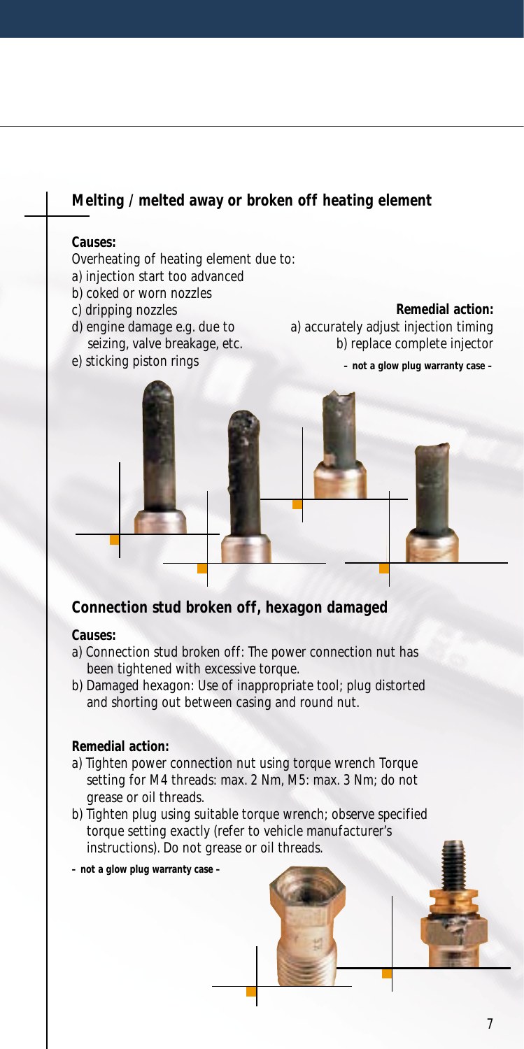## Melting / melted away or broken off heating element

**Causes:**

Overheating of heating element due to:

a) injection start too advanced
b) coked or worn nozzles
c) dripping nozzles
d) engine damage e.g. due to seizing, valve breakage, etc.
e) sticking piston rings

**Remedial action:**

a) accurately adjust injection timing
b) replace complete injector

**– not a glow plug warranty case –**

## Connection stud broken off, hexagon damaged

**Causes:**

a) Connection stud broken off: The power connection nut has been tightened with excessive torque.
b) Damaged hexagon: Use of inappropriate tool; plug distorted and shorting out between casing and round nut.

**Remedial action:**

a) Tighten power connection nut using torque wrench Torque setting for M4 threads: max. 2 Nm, M5: max. 3 Nm; do not grease or oil threads.
b) Tighten plug using suitable torque wrench; observe specified torque setting exactly (refer to vehicle manufacturer's instructions). Do not grease or oil threads.

**– not a glow plug warranty case –**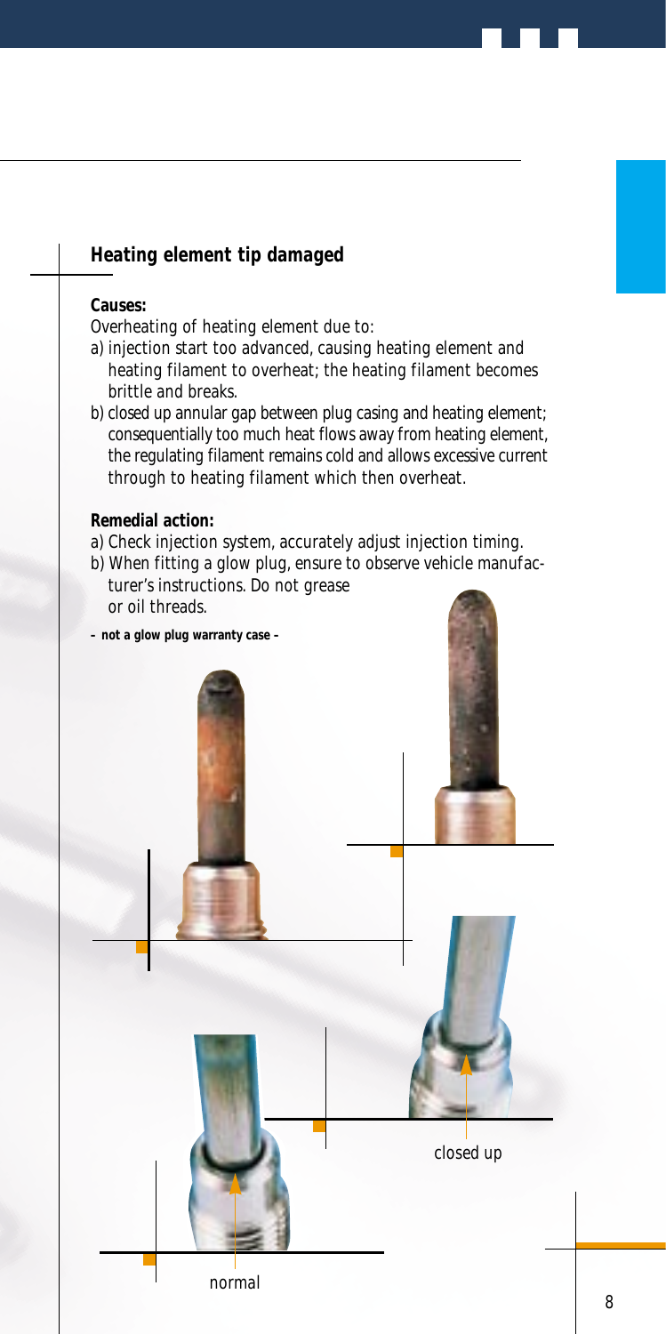## Heating element tip damaged

**Causes:**

Overheating of heating element due to:

a) injection start too advanced, causing heating element and heating filament to overheat; the heating filament becomes brittle and breaks.

b) closed up annular gap between plug casing and heating element; consequentially too much heat flows away from heating element, the regulating filament remains cold and allows excessive current through to heating filament which then overheat.

**Remedial action:**

a) Check injection system, accurately adjust injection timing.

b) When fitting a glow plug, ensure to observe vehicle manufacturer's instructions. Do not grease or oil threads.

**– not a glow plug warranty case –**

closed up

normal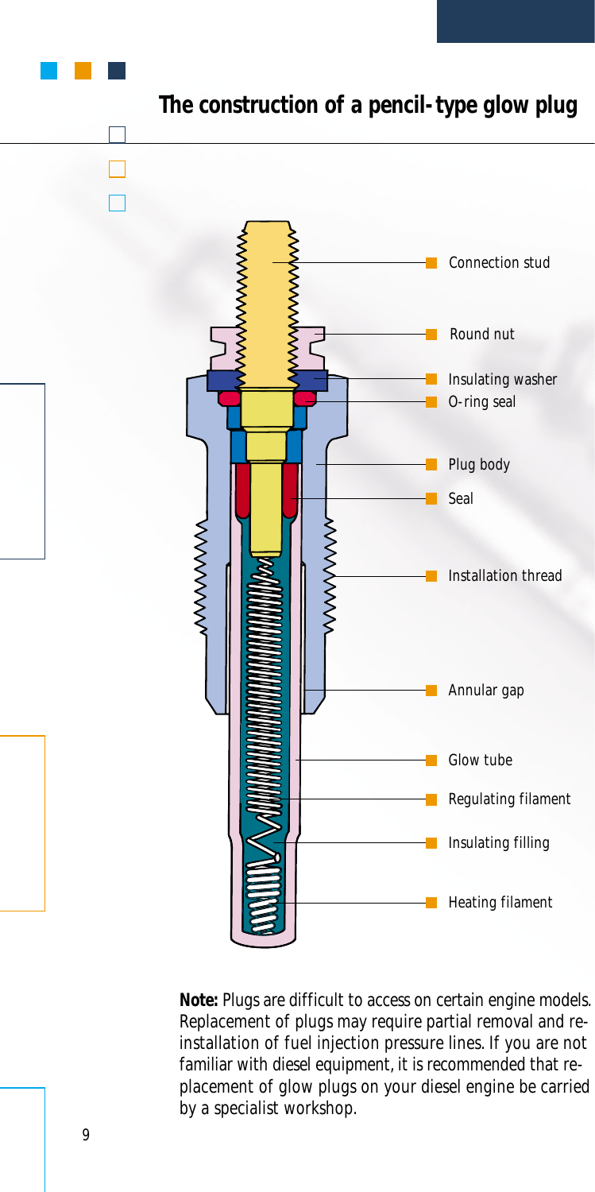## The construction of a pencil-type glow plug

Connection stud

Round nut

Insulating washer

O-ring seal

Plug body

Seal

Installation thread

Annular gap

Glow tube

Regulating filament

Insulating filling

Heating filament

**Note:** Plugs are difficult to access on certain engine models. Replacement of plugs may require partial removal and re-installation of fuel injection pressure lines. If you are not familiar with diesel equipment, it is recommended that replacement of glow plugs on your diesel engine be carried by a specialist workshop.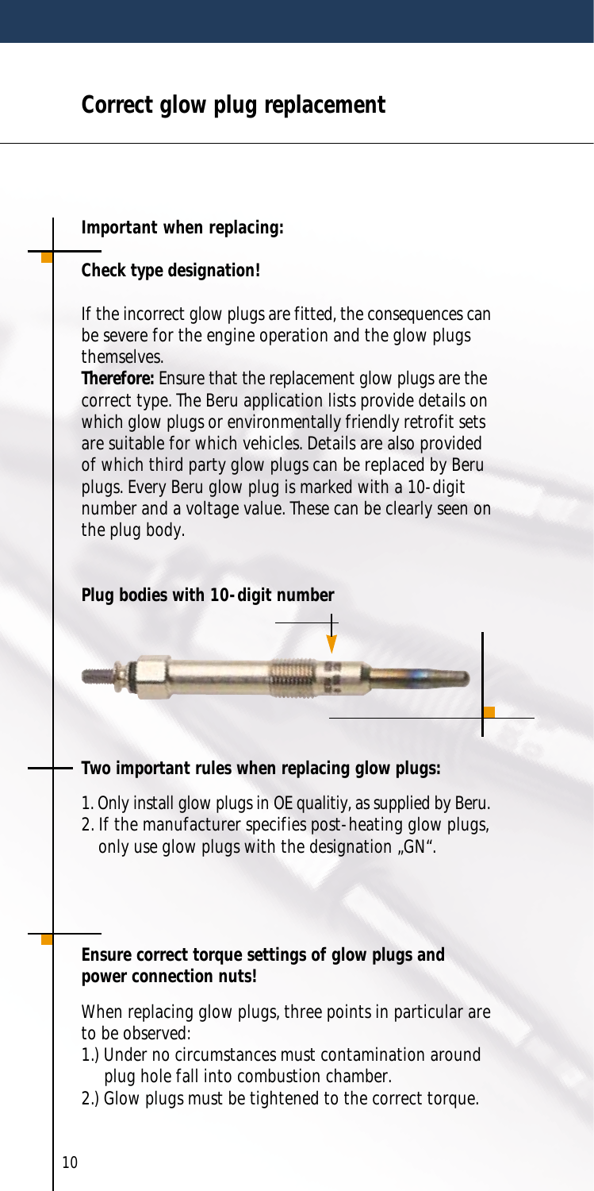## Correct glow plug replacement

**Important when replacing:**

**Check type designation!**

If the incorrect glow plugs are fitted, the consequences can be severe for the engine operation and the glow plugs themselves.

**Therefore:** Ensure that the replacement glow plugs are the correct type. The Beru application lists provide details on which glow plugs or environmentally friendly retrofit sets are suitable for which vehicles. Details are also provided of which third party glow plugs can be replaced by Beru plugs. Every Beru glow plug is marked with a 10-digit number and a voltage value. These can be clearly seen on the plug body.

**Plug bodies with 10-digit number**

**Two important rules when replacing glow plugs:**

1. Only install glow plugs in OE qualitiy, as supplied by Beru.
2. If the manufacturer specifies post-heating glow plugs, only use glow plugs with the designation „GN“.

**Ensure correct torque settings of glow plugs and power connection nuts!**

When replacing glow plugs, three points in particular are to be observed:

1.) Under no circumstances must contamination around plug hole fall into combustion chamber.

2.) Glow plugs must be tightened to the correct torque.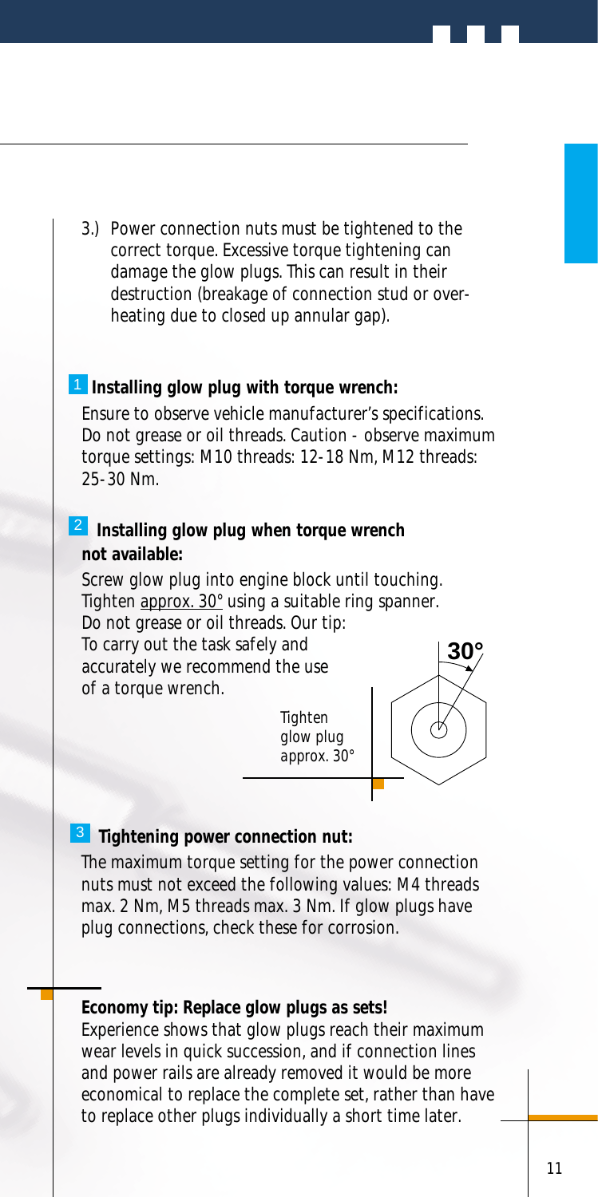3.) Power connection nuts must be tightened to the correct torque. Excessive torque tightening can damage the glow plugs. This can result in their destruction (breakage of connection stud or overheating due to closed up annular gap).

**1 Installing glow plug with torque wrench:**

Ensure to observe vehicle manufacturer's specifications. Do not grease or oil threads. Caution - observe maximum torque settings: M10 threads: 12-18 Nm, M12 threads: 25-30 Nm.

**2 Installing glow plug when torque wrench not available:**

Screw glow plug into engine block until touching. Tighten approx. 30° using a suitable ring spanner. Do not grease or oil threads. Our tip: To carry out the task safely and accurately we recommend the use of a torque wrench.

30°

Tighten glow plug approx. 30°

**3 Tightening power connection nut:**

The maximum torque setting for the power connection nuts must not exceed the following values: M4 threads max. 2 Nm, M5 threads max. 3 Nm. If glow plugs have plug connections, check these for corrosion.

**Economy tip: Replace glow plugs as sets!**

Experience shows that glow plugs reach their maximum wear levels in quick succession, and if connection lines and power rails are already removed it would be more economical to replace the complete set, rather than have to replace other plugs individually a short time later.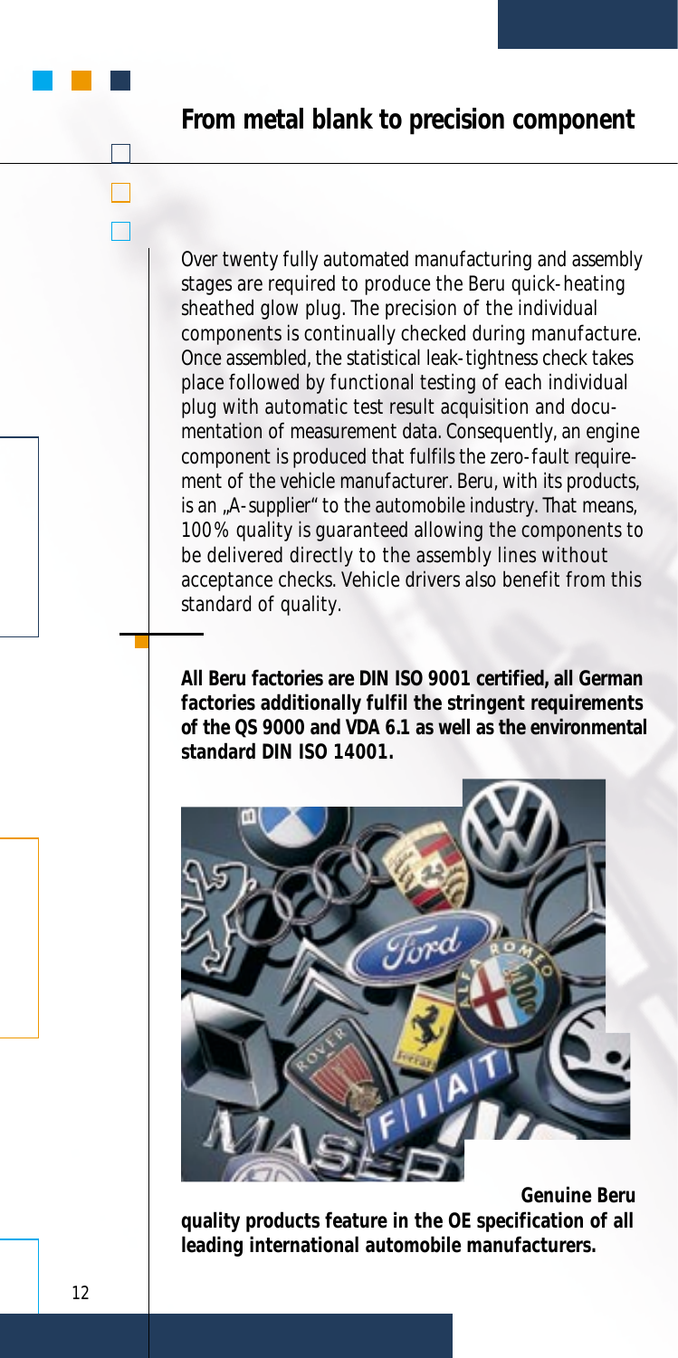## From metal blank to precision component

Over twenty fully automated manufacturing and assembly stages are required to produce the Beru quick-heating sheathed glow plug. The precision of the individual components is continually checked during manufacture. Once assembled, the statistical leak-tightness check takes place followed by functional testing of each individual plug with automatic test result acquisition and documentation of measurement data. Consequently, an engine component is produced that fulfils the zero-fault requirement of the vehicle manufacturer. Beru, with its products, is an „A-supplier" to the automobile industry. That means, 100% quality is guaranteed allowing the components to be delivered directly to the assembly lines without acceptance checks. Vehicle drivers also benefit from this standard of quality.

**All Beru factories are DIN ISO 9001 certified, all German factories additionally fulfil the stringent requirements of the QS 9000 and VDA 6.1 as well as the environmental standard DIN ISO 14001.**

**Genuine Beru quality products feature in the OE specification of all leading international automobile manufacturers.**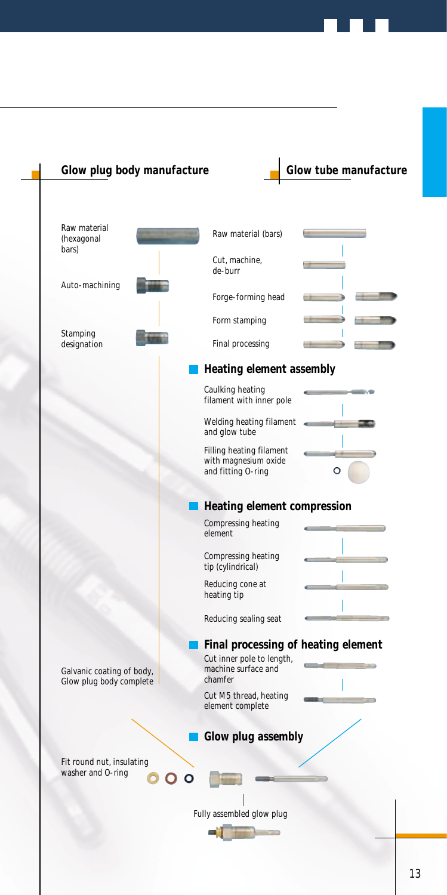## Glow plug body manufacture

- Raw material (hexagonal bars)
- Auto-machining
- Stamping designation
- Galvanic coating of body, Glow plug body complete

## Glow tube manufacture

- Raw material (bars)
- Cut, machine, de-burr
- Forge-forming head
- Form stamping
- Final processing

### Heating element assembly

- Caulking heating filament with inner pole
- Welding heating filament and glow tube
- Filling heating filament with magnesium oxide and fitting O-ring

### Heating element compression

- Compressing heating element
- Compressing heating tip (cylindrical)
- Reducing cone at heating tip
- Reducing sealing seat

### Final processing of heating element

- Cut inner pole to length, machine surface and chamfer
- Cut M5 thread, heating element complete

### Glow plug assembly

- Fit round nut, insulating washer and O-ring
- Fully assembled glow plug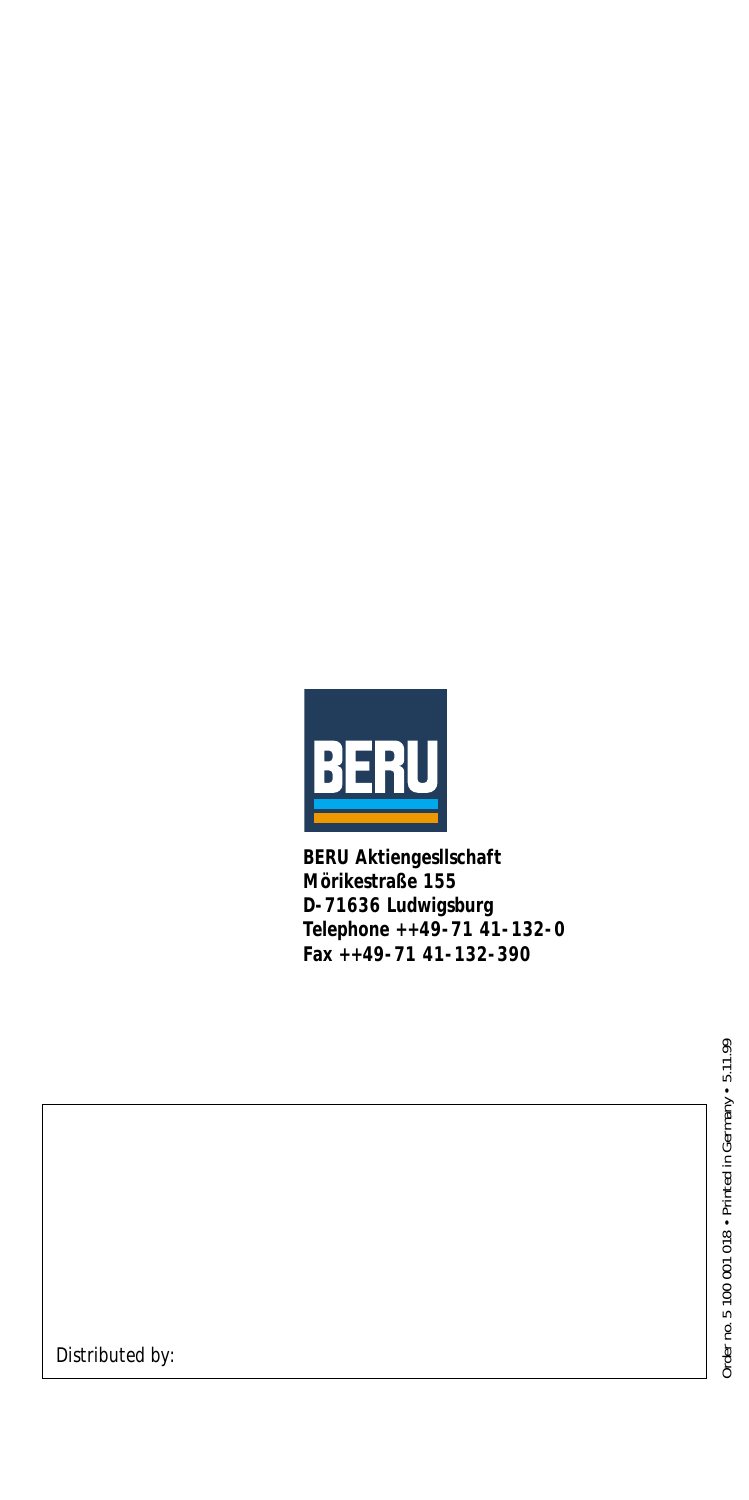BERU

**BERU Aktiengesllschaft**
**Mörikestraße 155**
**D-71636 Ludwigsburg**
**Telephone ++49-71 41-132-0**
**Fax ++49-71 41-132-390**

*Distributed by:*

Order no. 5 100 001 018 • Printed in Germany • 5.11.99